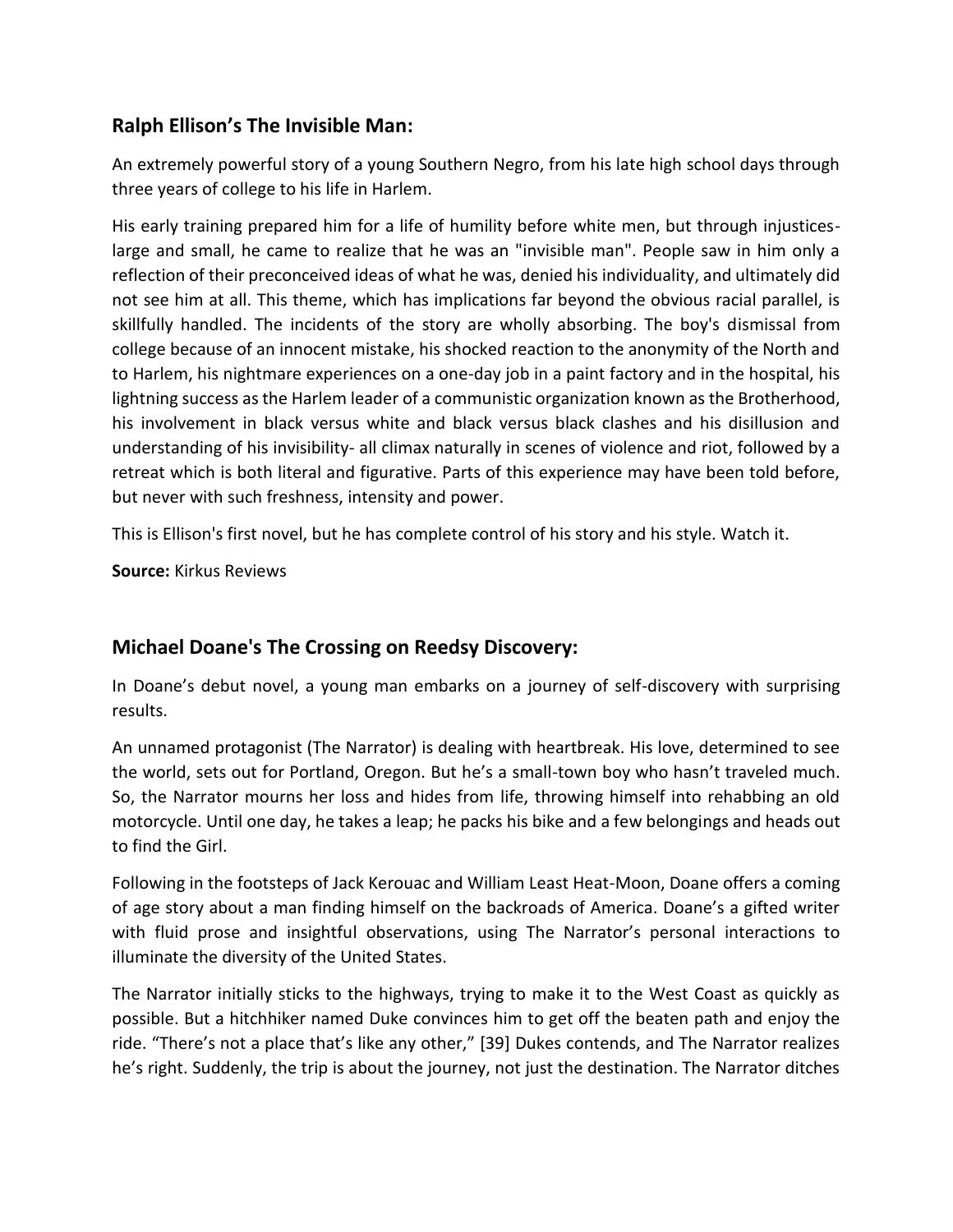## Ralph Ellison's The Invisible Man:

An extremely powerful story of a young Southern Negro, from his late high school days through three years of college to his life in Harlem.

His early training prepared him for a life of humility before white men, but through injustices- large and small, he came to realize that he was an "invisible man". People saw in him only a reflection of their preconceived ideas of what he was, denied his individuality, and ultimately did not see him at all. This theme, which has implications far beyond the obvious racial parallel, is skillfully handled. The incidents of the story are wholly absorbing. The boy's dismissal from college because of an innocent mistake, his shocked reaction to the anonymity of the North and to Harlem, his nightmare experiences on a one-day job in a paint factory and in the hospital, his lightning success as the Harlem leader of a communistic organization known as the Brotherhood, his involvement in black versus white and black versus black clashes and his disillusion and understanding of his invisibility- all climax naturally in scenes of violence and riot, followed by a retreat which is both literal and figurative. Parts of this experience may have been told before, but never with such freshness, intensity and power.

This is Ellison's first novel, but he has complete control of his story and his style. Watch it.

**Source:** Kirkus Reviews

## Michael Doane's The Crossing on Reedsy Discovery:

In Doane's debut novel, a young man embarks on a journey of self-discovery with surprising results.

An unnamed protagonist (The Narrator) is dealing with heartbreak. His love, determined to see the world, sets out for Portland, Oregon. But he's a small-town boy who hasn't traveled much. So, the Narrator mourns her loss and hides from life, throwing himself into rehabbing an old motorcycle. Until one day, he takes a leap; he packs his bike and a few belongings and heads out to find the Girl.

Following in the footsteps of Jack Kerouac and William Least Heat-Moon, Doane offers a coming of age story about a man finding himself on the backroads of America. Doane's a gifted writer with fluid prose and insightful observations, using The Narrator's personal interactions to illuminate the diversity of the United States.

The Narrator initially sticks to the highways, trying to make it to the West Coast as quickly as possible. But a hitchhiker named Duke convinces him to get off the beaten path and enjoy the ride. "There's not a place that's like any other," [39] Dukes contends, and The Narrator realizes he's right. Suddenly, the trip is about the journey, not just the destination. The Narrator ditches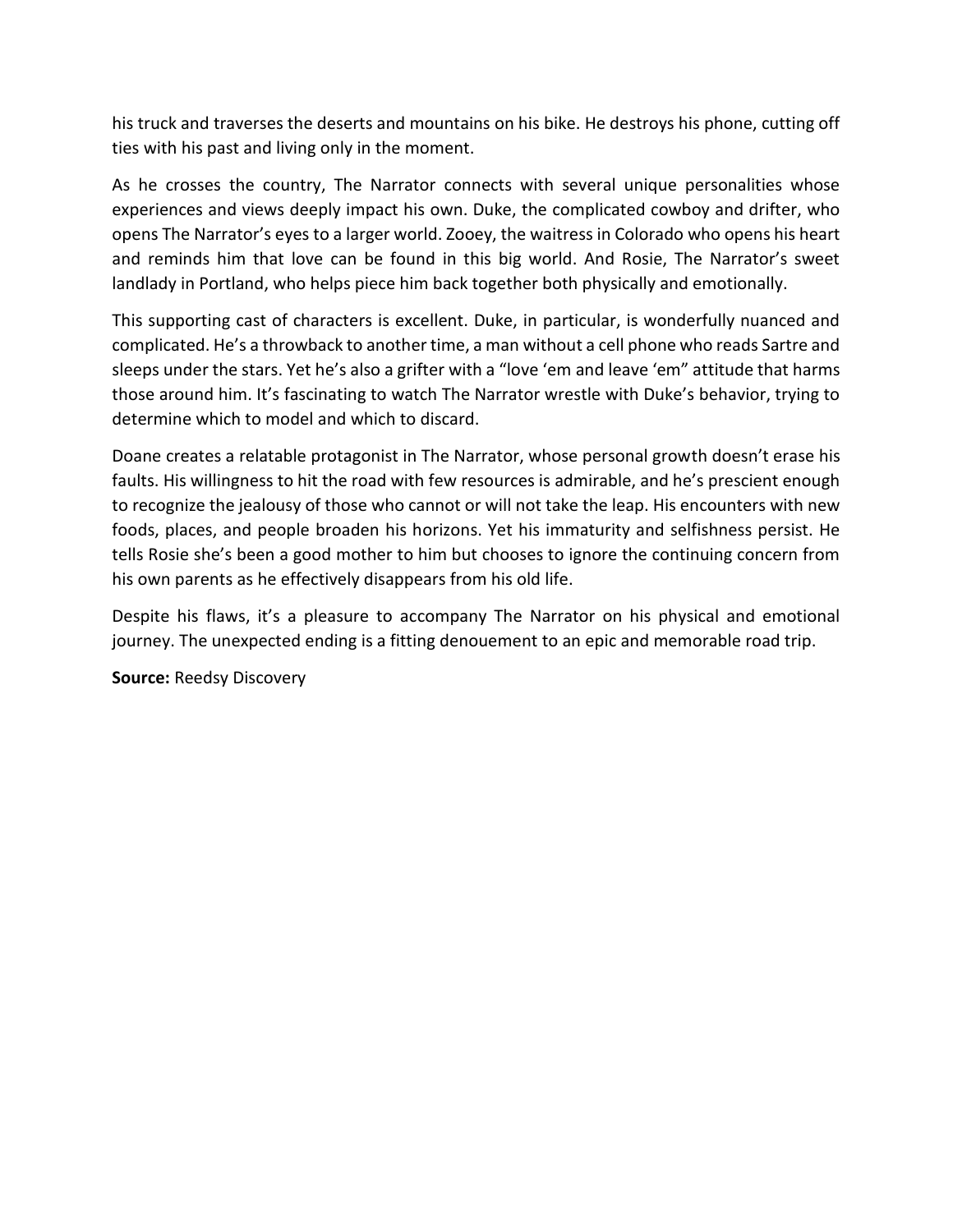his truck and traverses the deserts and mountains on his bike. He destroys his phone, cutting off ties with his past and living only in the moment.

As he crosses the country, The Narrator connects with several unique personalities whose experiences and views deeply impact his own. Duke, the complicated cowboy and drifter, who opens The Narrator's eyes to a larger world. Zooey, the waitress in Colorado who opens his heart and reminds him that love can be found in this big world. And Rosie, The Narrator's sweet landlady in Portland, who helps piece him back together both physically and emotionally.

This supporting cast of characters is excellent. Duke, in particular, is wonderfully nuanced and complicated. He's a throwback to another time, a man without a cell phone who reads Sartre and sleeps under the stars. Yet he's also a grifter with a "love 'em and leave 'em" attitude that harms those around him. It's fascinating to watch The Narrator wrestle with Duke's behavior, trying to determine which to model and which to discard.

Doane creates a relatable protagonist in The Narrator, whose personal growth doesn't erase his faults. His willingness to hit the road with few resources is admirable, and he's prescient enough to recognize the jealousy of those who cannot or will not take the leap. His encounters with new foods, places, and people broaden his horizons. Yet his immaturity and selfishness persist. He tells Rosie she's been a good mother to him but chooses to ignore the continuing concern from his own parents as he effectively disappears from his old life.

Despite his flaws, it's a pleasure to accompany The Narrator on his physical and emotional journey. The unexpected ending is a fitting denouement to an epic and memorable road trip.

**Source:** Reedsy Discovery